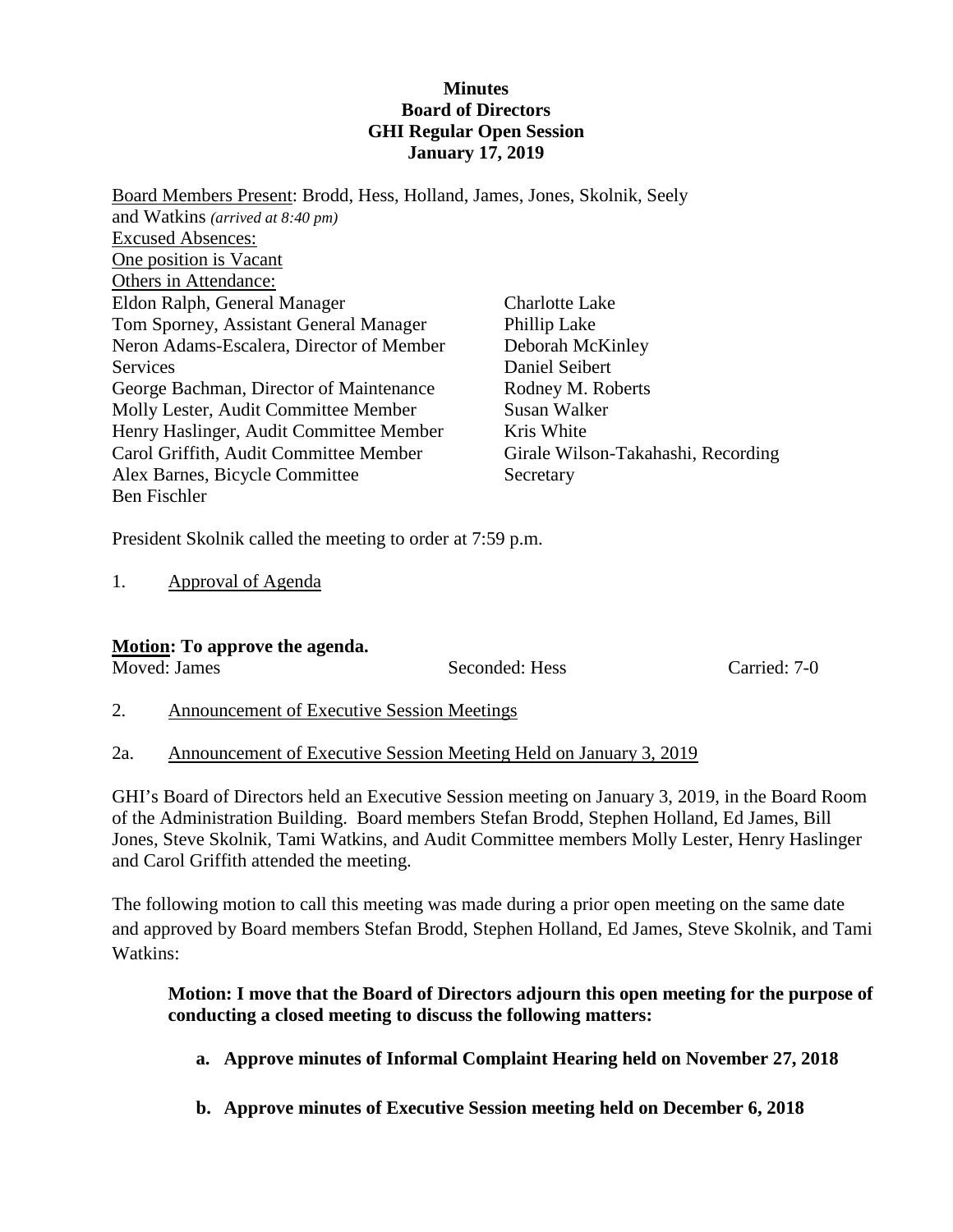**Minutes**
**Board of Directors**
**GHI Regular Open Session**
**January 17, 2019**

Board Members Present: Brodd, Hess, Holland, James, Jones, Skolnik, Seely and Watkins *(arrived at 8:40 pm)*
Excused Absences:
One position is Vacant
Others in Attendance:

Eldon Ralph, General Manager
Tom Sporney, Assistant General Manager
Neron Adams-Escalera, Director of Member Services
George Bachman, Director of Maintenance
Molly Lester, Audit Committee Member
Henry Haslinger, Audit Committee Member
Carol Griffith, Audit Committee Member
Alex Barnes, Bicycle Committee
Ben Fischler
Charlotte Lake
Phillip Lake
Deborah McKinley
Daniel Seibert
Rodney M. Roberts
Susan Walker
Kris White
Girale Wilson-Takahashi, Recording Secretary

President Skolnik called the meeting to order at 7:59 p.m.

1. Approval of Agenda

**Motion: To approve the agenda.**
Moved: James Seconded: Hess Carried: 7-0

2. Announcement of Executive Session Meetings

2a. Announcement of Executive Session Meeting Held on January 3, 2019

GHI's Board of Directors held an Executive Session meeting on January 3, 2019, in the Board Room of the Administration Building. Board members Stefan Brodd, Stephen Holland, Ed James, Bill Jones, Steve Skolnik, Tami Watkins, and Audit Committee members Molly Lester, Henry Haslinger and Carol Griffith attended the meeting.

The following motion to call this meeting was made during a prior open meeting on the same date and approved by Board members Stefan Brodd, Stephen Holland, Ed James, Steve Skolnik, and Tami Watkins:

**Motion: I move that the Board of Directors adjourn this open meeting for the purpose of conducting a closed meeting to discuss the following matters:**

**a. Approve minutes of Informal Complaint Hearing held on November 27, 2018**

**b. Approve minutes of Executive Session meeting held on December 6, 2018**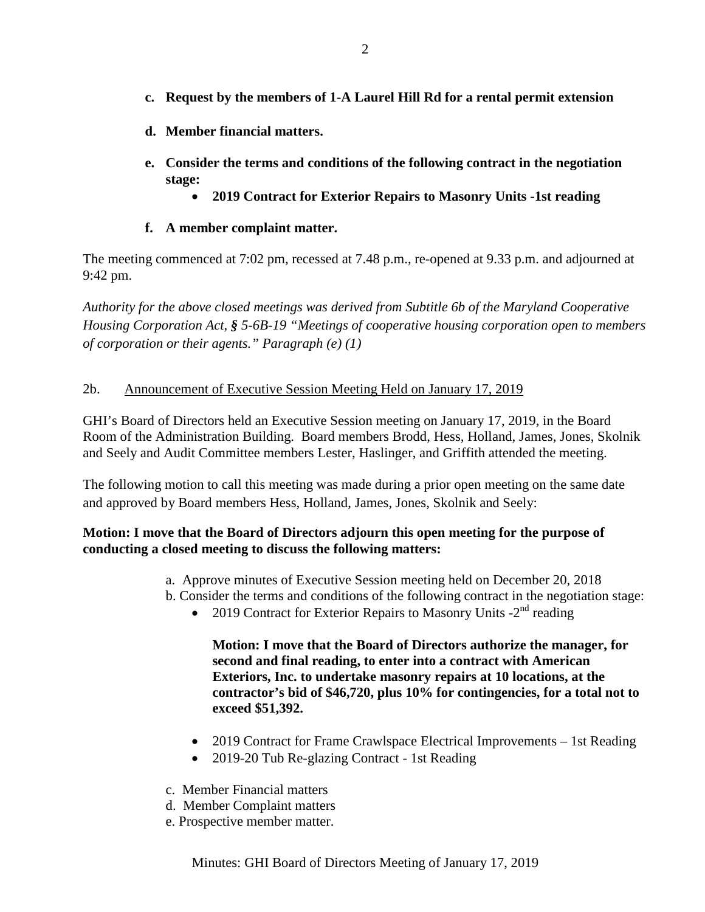**c. Request by the members of 1-A Laurel Hill Rd for a rental permit extension**

**d. Member financial matters.**

**e. Consider the terms and conditions of the following contract in the negotiation stage:**

- **2019 Contract for Exterior Repairs to Masonry Units -1st reading**

**f. A member complaint matter.**

The meeting commenced at 7:02 pm, recessed at 7.48 p.m., re-opened at 9.33 p.m. and adjourned at 9:42 pm.

*Authority for the above closed meetings was derived from Subtitle 6b of the Maryland Cooperative Housing Corporation Act, § 5-6B-19 "Meetings of cooperative housing corporation open to members of corporation or their agents." Paragraph (e) (1)*

2b. Announcement of Executive Session Meeting Held on January 17, 2019

GHI's Board of Directors held an Executive Session meeting on January 17, 2019, in the Board Room of the Administration Building. Board members Brodd, Hess, Holland, James, Jones, Skolnik and Seely and Audit Committee members Lester, Haslinger, and Griffith attended the meeting.

The following motion to call this meeting was made during a prior open meeting on the same date and approved by Board members Hess, Holland, James, Jones, Skolnik and Seely:

**Motion: I move that the Board of Directors adjourn this open meeting for the purpose of conducting a closed meeting to discuss the following matters:**

a. Approve minutes of Executive Session meeting held on December 20, 2018

b. Consider the terms and conditions of the following contract in the negotiation stage:

- 2019 Contract for Exterior Repairs to Masonry Units -2nd reading

  **Motion: I move that the Board of Directors authorize the manager, for second and final reading, to enter into a contract with American Exteriors, Inc. to undertake masonry repairs at 10 locations, at the contractor's bid of $46,720, plus 10% for contingencies, for a total not to exceed $51,392.**

- 2019 Contract for Frame Crawlspace Electrical Improvements – 1st Reading
- 2019-20 Tub Re-glazing Contract - 1st Reading

c. Member Financial matters

d. Member Complaint matters

e. Prospective member matter.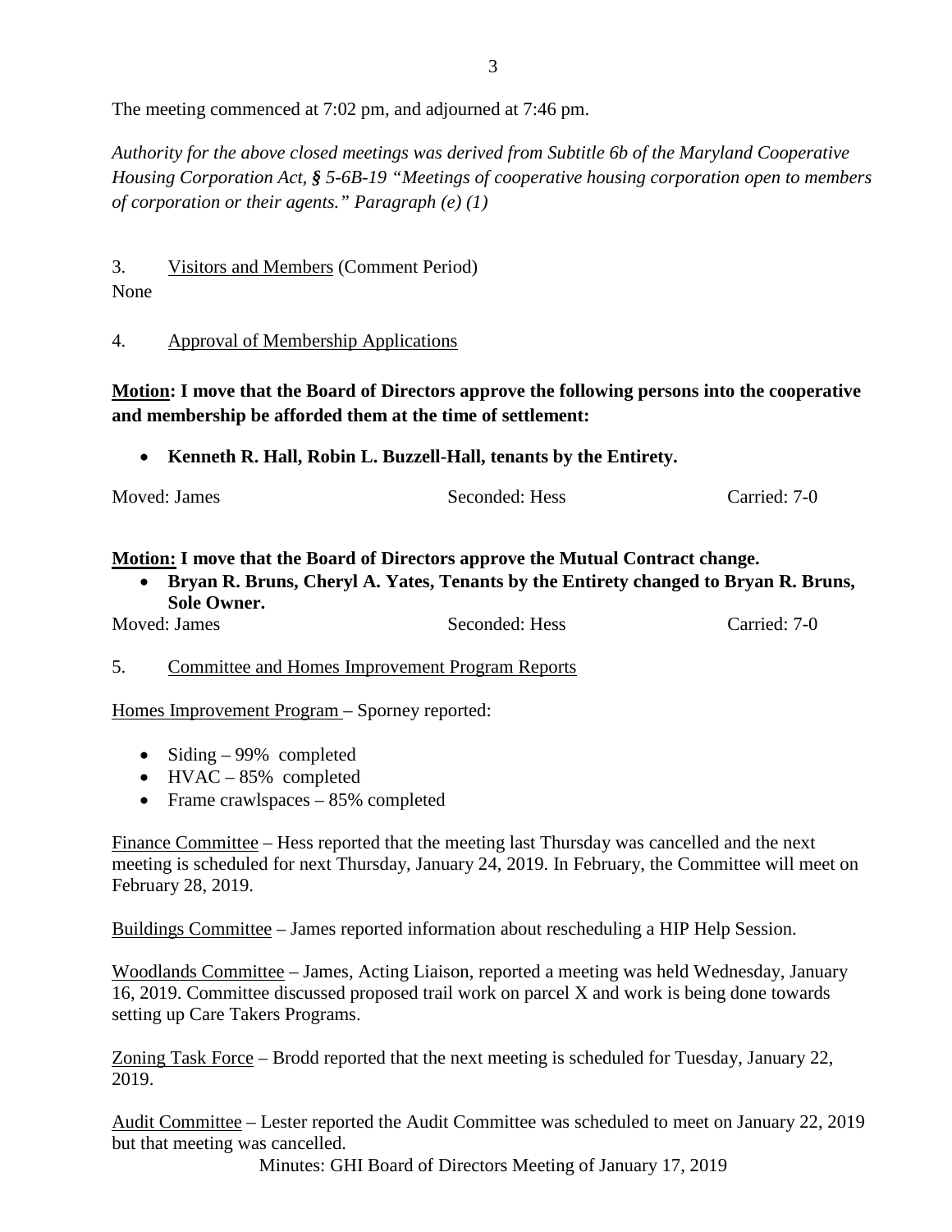The meeting commenced at 7:02 pm, and adjourned at 7:46 pm.

*Authority for the above closed meetings was derived from Subtitle 6b of the Maryland Cooperative Housing Corporation Act, § 5-6B-19 "Meetings of cooperative housing corporation open to members of corporation or their agents." Paragraph (e) (1)*

3. Visitors and Members (Comment Period)

None

4. Approval of Membership Applications

**Motion: I move that the Board of Directors approve the following persons into the cooperative and membership be afforded them at the time of settlement:**

- **Kenneth R. Hall, Robin L. Buzzell-Hall, tenants by the Entirety.**

Moved: James Seconded: Hess Carried: 7-0

**Motion: I move that the Board of Directors approve the Mutual Contract change.**

- **Bryan R. Bruns, Cheryl A. Yates, Tenants by the Entirety changed to Bryan R. Bruns, Sole Owner.**

Moved: James Seconded: Hess Carried: 7-0

5. Committee and Homes Improvement Program Reports

Homes Improvement Program – Sporney reported:

- Siding – 99% completed
- HVAC – 85% completed
- Frame crawlspaces – 85% completed

Finance Committee – Hess reported that the meeting last Thursday was cancelled and the next meeting is scheduled for next Thursday, January 24, 2019. In February, the Committee will meet on February 28, 2019.

Buildings Committee – James reported information about rescheduling a HIP Help Session.

Woodlands Committee – James, Acting Liaison, reported a meeting was held Wednesday, January 16, 2019. Committee discussed proposed trail work on parcel X and work is being done towards setting up Care Takers Programs.

Zoning Task Force – Brodd reported that the next meeting is scheduled for Tuesday, January 22, 2019.

Audit Committee – Lester reported the Audit Committee was scheduled to meet on January 22, 2019 but that meeting was cancelled.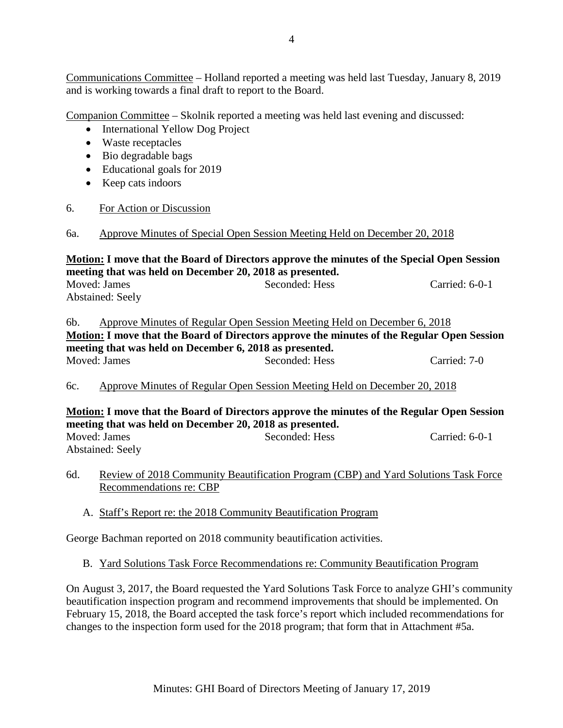Communications Committee – Holland reported a meeting was held last Tuesday, January 8, 2019 and is working towards a final draft to report to the Board.

Companion Committee – Skolnik reported a meeting was held last evening and discussed:

- International Yellow Dog Project
- Waste receptacles
- Bio degradable bags
- Educational goals for 2019
- Keep cats indoors

6. For Action or Discussion

6a. Approve Minutes of Special Open Session Meeting Held on December 20, 2018

**Motion: I move that the Board of Directors approve the minutes of the Special Open Session meeting that was held on December 20, 2018 as presented.**

Moved: James Seconded: Hess Carried: 6-0-1
Abstained: Seely

6b. Approve Minutes of Regular Open Session Meeting Held on December 6, 2018

**Motion: I move that the Board of Directors approve the minutes of the Regular Open Session meeting that was held on December 6, 2018 as presented.**

Moved: James Seconded: Hess Carried: 7-0

6c. Approve Minutes of Regular Open Session Meeting Held on December 20, 2018

**Motion: I move that the Board of Directors approve the minutes of the Regular Open Session meeting that was held on December 20, 2018 as presented.**

Moved: James Seconded: Hess Carried: 6-0-1
Abstained: Seely

6d. Review of 2018 Community Beautification Program (CBP) and Yard Solutions Task Force Recommendations re: CBP

A. Staff's Report re: the 2018 Community Beautification Program

George Bachman reported on 2018 community beautification activities.

B. Yard Solutions Task Force Recommendations re: Community Beautification Program

On August 3, 2017, the Board requested the Yard Solutions Task Force to analyze GHI's community beautification inspection program and recommend improvements that should be implemented. On February 15, 2018, the Board accepted the task force's report which included recommendations for changes to the inspection form used for the 2018 program; that form that in Attachment #5a.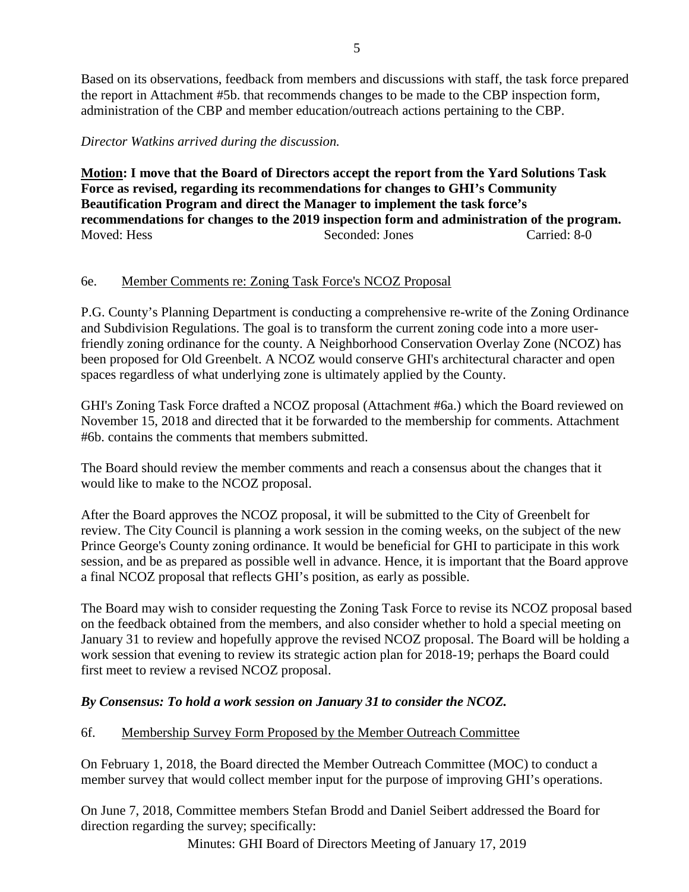Based on its observations, feedback from members and discussions with staff, the task force prepared the report in Attachment #5b. that recommends changes to be made to the CBP inspection form, administration of the CBP and member education/outreach actions pertaining to the CBP.

*Director Watkins arrived during the discussion.*

**<u>Motion</u>: I move that the Board of Directors accept the report from the Yard Solutions Task Force as revised, regarding its recommendations for changes to GHI's Community Beautification Program and direct the Manager to implement the task force's recommendations for changes to the 2019 inspection form and administration of the program.**
Moved: Hess Seconded: Jones Carried: 8-0

6e. <u>Member Comments re: Zoning Task Force's NCOZ Proposal</u>

P.G. County's Planning Department is conducting a comprehensive re-write of the Zoning Ordinance and Subdivision Regulations. The goal is to transform the current zoning code into a more user-friendly zoning ordinance for the county. A Neighborhood Conservation Overlay Zone (NCOZ) has been proposed for Old Greenbelt. A NCOZ would conserve GHI's architectural character and open spaces regardless of what underlying zone is ultimately applied by the County.

GHI's Zoning Task Force drafted a NCOZ proposal (Attachment #6a.) which the Board reviewed on November 15, 2018 and directed that it be forwarded to the membership for comments. Attachment #6b. contains the comments that members submitted.

The Board should review the member comments and reach a consensus about the changes that it would like to make to the NCOZ proposal.

After the Board approves the NCOZ proposal, it will be submitted to the City of Greenbelt for review. The City Council is planning a work session in the coming weeks, on the subject of the new Prince George's County zoning ordinance. It would be beneficial for GHI to participate in this work session, and be as prepared as possible well in advance. Hence, it is important that the Board approve a final NCOZ proposal that reflects GHI's position, as early as possible.

The Board may wish to consider requesting the Zoning Task Force to revise its NCOZ proposal based on the feedback obtained from the members, and also consider whether to hold a special meeting on January 31 to review and hopefully approve the revised NCOZ proposal. The Board will be holding a work session that evening to review its strategic action plan for 2018-19; perhaps the Board could first meet to review a revised NCOZ proposal.

***By Consensus: To hold a work session on January 31 to consider the NCOZ.***

6f. <u>Membership Survey Form Proposed by the Member Outreach Committee</u>

On February 1, 2018, the Board directed the Member Outreach Committee (MOC) to conduct a member survey that would collect member input for the purpose of improving GHI's operations.

On June 7, 2018, Committee members Stefan Brodd and Daniel Seibert addressed the Board for direction regarding the survey; specifically: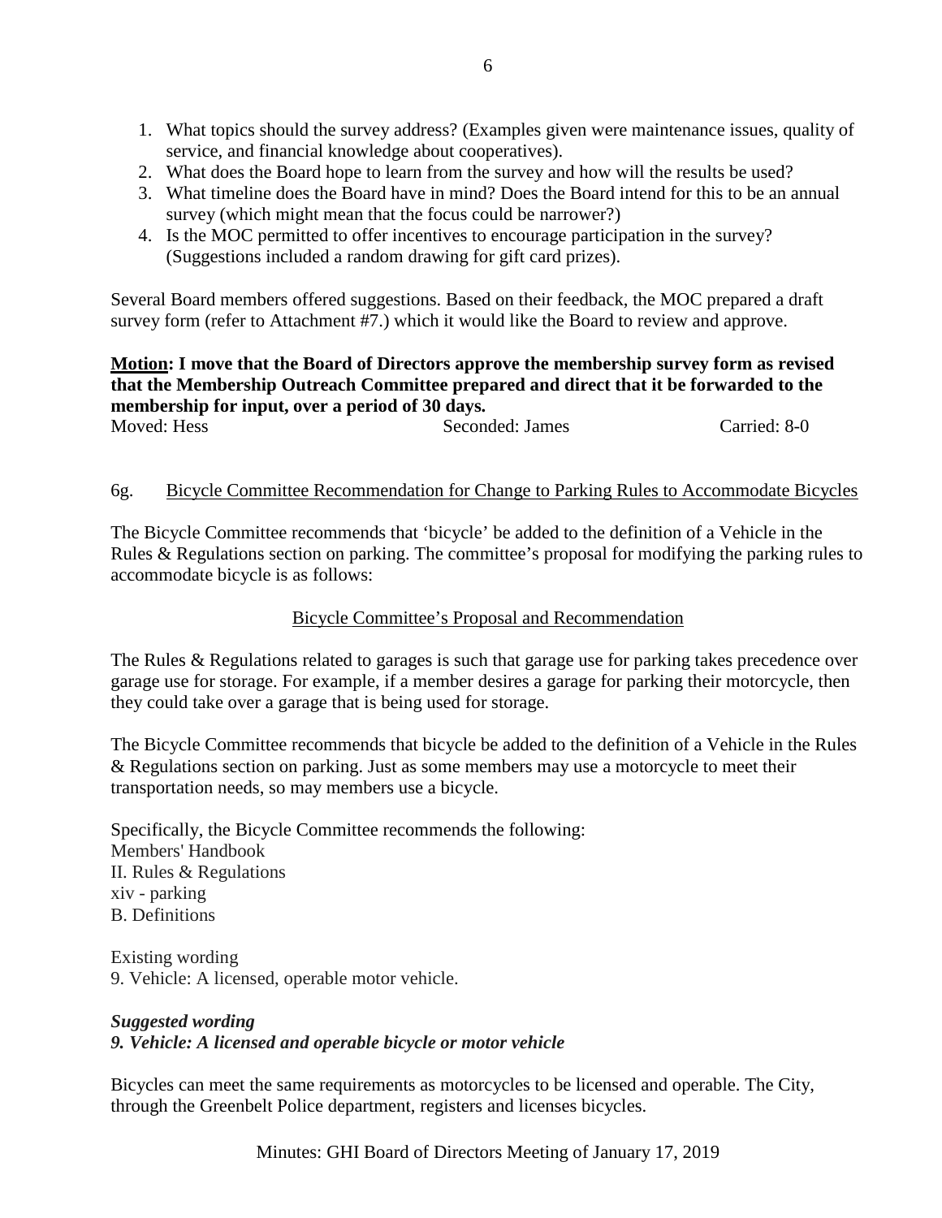1. What topics should the survey address? (Examples given were maintenance issues, quality of service, and financial knowledge about cooperatives).
2. What does the Board hope to learn from the survey and how will the results be used?
3. What timeline does the Board have in mind? Does the Board intend for this to be an annual survey (which might mean that the focus could be narrower?)
4. Is the MOC permitted to offer incentives to encourage participation in the survey? (Suggestions included a random drawing for gift card prizes).

Several Board members offered suggestions. Based on their feedback, the MOC prepared a draft survey form (refer to Attachment #7.) which it would like the Board to review and approve.

**Motion: I move that the Board of Directors approve the membership survey form as revised that the Membership Outreach Committee prepared and direct that it be forwarded to the membership for input, over a period of 30 days.**

Moved: Hess   Seconded: James   Carried: 8-0

6g. Bicycle Committee Recommendation for Change to Parking Rules to Accommodate Bicycles

The Bicycle Committee recommends that 'bicycle' be added to the definition of a Vehicle in the Rules & Regulations section on parking. The committee's proposal for modifying the parking rules to accommodate bicycle is as follows:

Bicycle Committee's Proposal and Recommendation

The Rules & Regulations related to garages is such that garage use for parking takes precedence over garage use for storage. For example, if a member desires a garage for parking their motorcycle, then they could take over a garage that is being used for storage.

The Bicycle Committee recommends that bicycle be added to the definition of a Vehicle in the Rules & Regulations section on parking. Just as some members may use a motorcycle to meet their transportation needs, so may members use a bicycle.

Specifically, the Bicycle Committee recommends the following:
Members' Handbook
II. Rules & Regulations
xiv - parking
B. Definitions

Existing wording
9. Vehicle: A licensed, operable motor vehicle.

***Suggested wording***
***9. Vehicle: A licensed and operable bicycle or motor vehicle***

Bicycles can meet the same requirements as motorcycles to be licensed and operable. The City, through the Greenbelt Police department, registers and licenses bicycles.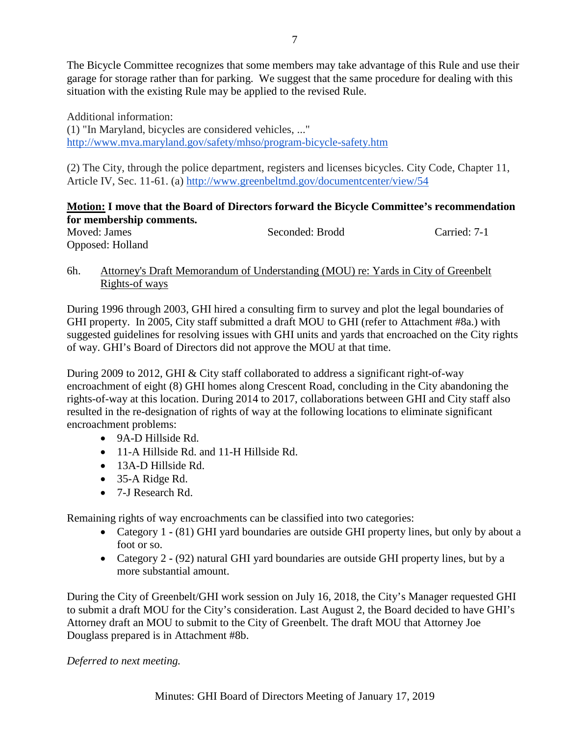The Bicycle Committee recognizes that some members may take advantage of this Rule and use their garage for storage rather than for parking. We suggest that the same procedure for dealing with this situation with the existing Rule may be applied to the revised Rule.

Additional information:
(1) "In Maryland, bicycles are considered vehicles, ..."
http://www.mva.maryland.gov/safety/mhso/program-bicycle-safety.htm

(2) The City, through the police department, registers and licenses bicycles. City Code, Chapter 11, Article IV, Sec. 11-61. (a) http://www.greenbeltmd.gov/documentcenter/view/54

**Motion: I move that the Board of Directors forward the Bicycle Committee's recommendation for membership comments.**

Moved: James Seconded: Brodd Carried: 7-1
Opposed: Holland

6h. Attorney's Draft Memorandum of Understanding (MOU) re: Yards in City of Greenbelt Rights-of ways

During 1996 through 2003, GHI hired a consulting firm to survey and plot the legal boundaries of GHI property. In 2005, City staff submitted a draft MOU to GHI (refer to Attachment #8a.) with suggested guidelines for resolving issues with GHI units and yards that encroached on the City rights of way. GHI's Board of Directors did not approve the MOU at that time.

During 2009 to 2012, GHI & City staff collaborated to address a significant right-of-way encroachment of eight (8) GHI homes along Crescent Road, concluding in the City abandoning the rights-of-ways at this location. During 2014 to 2017, collaborations between GHI and City staff also resulted in the re-designation of rights of way at the following locations to eliminate significant encroachment problems:

- 9A-D Hillside Rd.
- 11-A Hillside Rd. and 11-H Hillside Rd.
- 13A-D Hillside Rd.
- 35-A Ridge Rd.
- 7-J Research Rd.

Remaining rights of way encroachments can be classified into two categories:

- Category 1 - (81) GHI yard boundaries are outside GHI property lines, but only by about a foot or so.
- Category 2 - (92) natural GHI yard boundaries are outside GHI property lines, but by a more substantial amount.

During the City of Greenbelt/GHI work session on July 16, 2018, the City's Manager requested GHI to submit a draft MOU for the City's consideration. Last August 2, the Board decided to have GHI's Attorney draft an MOU to submit to the City of Greenbelt. The draft MOU that Attorney Joe Douglass prepared is in Attachment #8b.

*Deferred to next meeting.*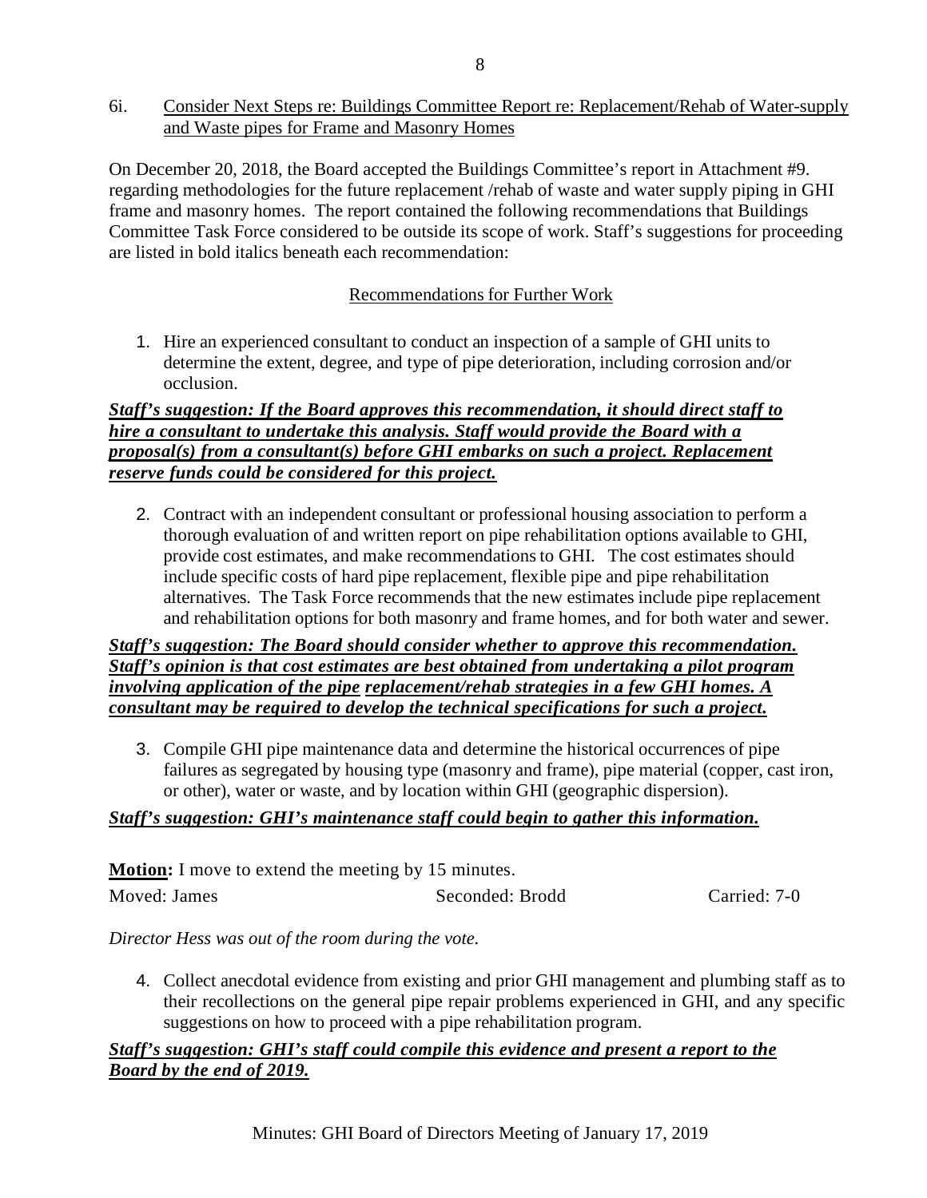6i. <u>Consider Next Steps re: Buildings Committee Report re: Replacement/Rehab of Water-supply and Waste pipes for Frame and Masonry Homes</u>

On December 20, 2018, the Board accepted the Buildings Committee's report in Attachment #9. regarding methodologies for the future replacement /rehab of waste and water supply piping in GHI frame and masonry homes. The report contained the following recommendations that Buildings Committee Task Force considered to be outside its scope of work. Staff's suggestions for proceeding are listed in bold italics beneath each recommendation:

<u>Recommendations for Further Work</u>

1. Hire an experienced consultant to conduct an inspection of a sample of GHI units to determine the extent, degree, and type of pipe deterioration, including corrosion and/or occlusion.

***<u>Staff's suggestion: If the Board approves this recommendation, it should direct staff to hire a consultant to undertake this analysis. Staff would provide the Board with a proposal(s) from a consultant(s) before GHI embarks on such a project. Replacement reserve funds could be considered for this project.</u>***

2. Contract with an independent consultant or professional housing association to perform a thorough evaluation of and written report on pipe rehabilitation options available to GHI, provide cost estimates, and make recommendations to GHI. The cost estimates should include specific costs of hard pipe replacement, flexible pipe and pipe rehabilitation alternatives. The Task Force recommends that the new estimates include pipe replacement and rehabilitation options for both masonry and frame homes, and for both water and sewer.

***<u>Staff's suggestion: The Board should consider whether to approve this recommendation. Staff's opinion is that cost estimates are best obtained from undertaking a pilot program involving application of the pipe replacement/rehab strategies in a few GHI homes. A consultant may be required to develop the technical specifications for such a project.</u>***

3. Compile GHI pipe maintenance data and determine the historical occurrences of pipe failures as segregated by housing type (masonry and frame), pipe material (copper, cast iron, or other), water or waste, and by location within GHI (geographic dispersion).

***<u>Staff's suggestion: GHI's maintenance staff could begin to gather this information.</u>***

**<u>Motion</u>:** I move to extend the meeting by 15 minutes.

Moved: James    Seconded: Brodd    Carried: 7-0

*Director Hess was out of the room during the vote.*

4. Collect anecdotal evidence from existing and prior GHI management and plumbing staff as to their recollections on the general pipe repair problems experienced in GHI, and any specific suggestions on how to proceed with a pipe rehabilitation program.

***<u>Staff's suggestion: GHI's staff could compile this evidence and present a report to the Board by the end of 2019.</u>***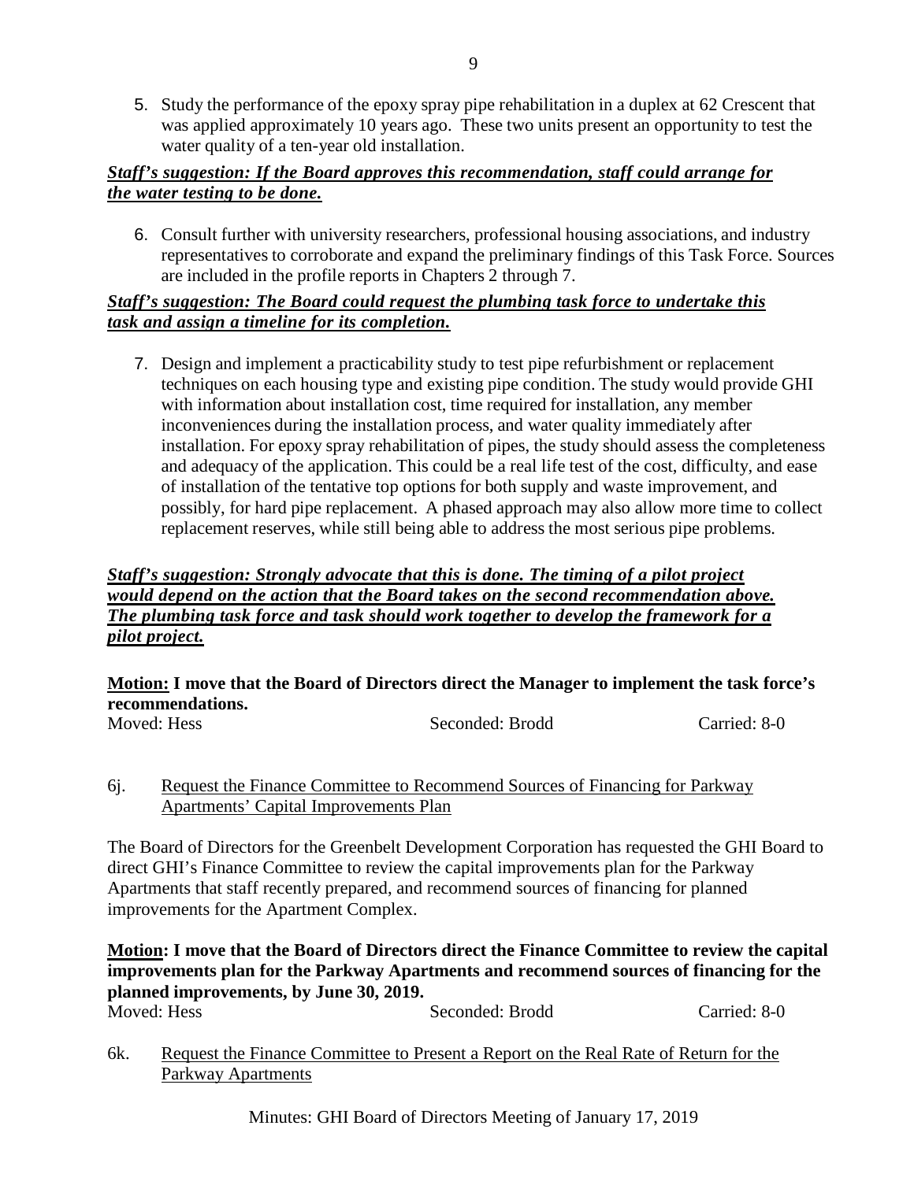5. Study the performance of the epoxy spray pipe rehabilitation in a duplex at 62 Crescent that was applied approximately 10 years ago. These two units present an opportunity to test the water quality of a ten-year old installation.

***Staff's suggestion: If the Board approves this recommendation, staff could arrange for the water testing to be done.***

6. Consult further with university researchers, professional housing associations, and industry representatives to corroborate and expand the preliminary findings of this Task Force. Sources are included in the profile reports in Chapters 2 through 7.

***Staff's suggestion: The Board could request the plumbing task force to undertake this task and assign a timeline for its completion.***

7. Design and implement a practicability study to test pipe refurbishment or replacement techniques on each housing type and existing pipe condition. The study would provide GHI with information about installation cost, time required for installation, any member inconveniences during the installation process, and water quality immediately after installation. For epoxy spray rehabilitation of pipes, the study should assess the completeness and adequacy of the application. This could be a real life test of the cost, difficulty, and ease of installation of the tentative top options for both supply and waste improvement, and possibly, for hard pipe replacement. A phased approach may also allow more time to collect replacement reserves, while still being able to address the most serious pipe problems.

***Staff's suggestion: Strongly advocate that this is done. The timing of a pilot project would depend on the action that the Board takes on the second recommendation above. The plumbing task force and task should work together to develop the framework for a pilot project.***

**Motion: I move that the Board of Directors direct the Manager to implement the task force's recommendations.**

Moved: Hess Seconded: Brodd Carried: 8-0

6j. Request the Finance Committee to Recommend Sources of Financing for Parkway Apartments' Capital Improvements Plan

The Board of Directors for the Greenbelt Development Corporation has requested the GHI Board to direct GHI's Finance Committee to review the capital improvements plan for the Parkway Apartments that staff recently prepared, and recommend sources of financing for planned improvements for the Apartment Complex.

**Motion: I move that the Board of Directors direct the Finance Committee to review the capital improvements plan for the Parkway Apartments and recommend sources of financing for the planned improvements, by June 30, 2019.**

Moved: Hess Seconded: Brodd Carried: 8-0

6k. Request the Finance Committee to Present a Report on the Real Rate of Return for the Parkway Apartments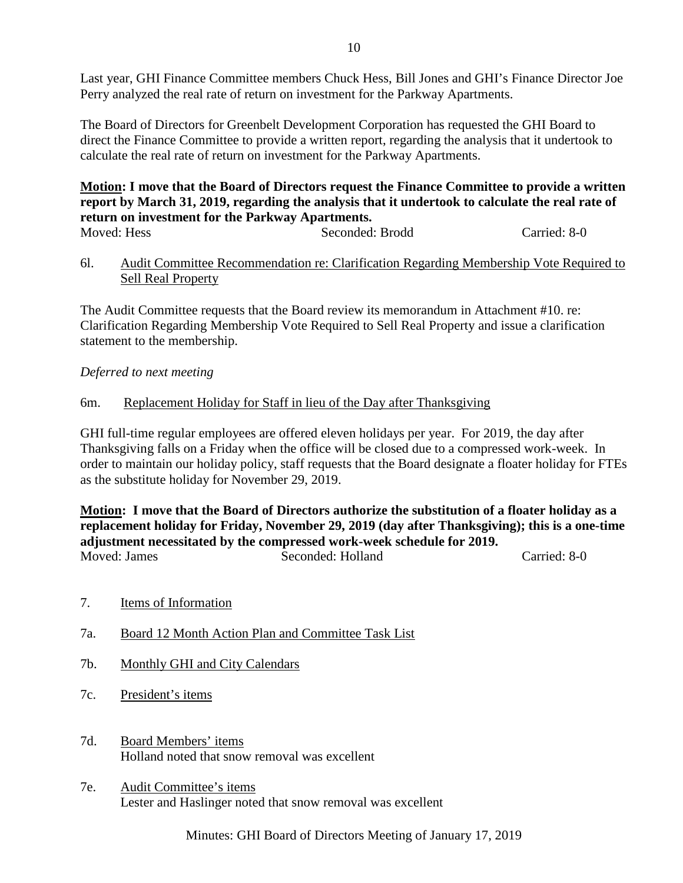Last year, GHI Finance Committee members Chuck Hess, Bill Jones and GHI's Finance Director Joe Perry analyzed the real rate of return on investment for the Parkway Apartments.

The Board of Directors for Greenbelt Development Corporation has requested the GHI Board to direct the Finance Committee to provide a written report, regarding the analysis that it undertook to calculate the real rate of return on investment for the Parkway Apartments.

**Motion: I move that the Board of Directors request the Finance Committee to provide a written report by March 31, 2019, regarding the analysis that it undertook to calculate the real rate of return on investment for the Parkway Apartments.**

Moved: Hess Seconded: Brodd Carried: 8-0

6l. Audit Committee Recommendation re: Clarification Regarding Membership Vote Required to Sell Real Property

The Audit Committee requests that the Board review its memorandum in Attachment #10. re: Clarification Regarding Membership Vote Required to Sell Real Property and issue a clarification statement to the membership.

*Deferred to next meeting*

6m. Replacement Holiday for Staff in lieu of the Day after Thanksgiving

GHI full-time regular employees are offered eleven holidays per year. For 2019, the day after Thanksgiving falls on a Friday when the office will be closed due to a compressed work-week. In order to maintain our holiday policy, staff requests that the Board designate a floater holiday for FTEs as the substitute holiday for November 29, 2019.

**Motion: I move that the Board of Directors authorize the substitution of a floater holiday as a replacement holiday for Friday, November 29, 2019 (day after Thanksgiving); this is a one-time adjustment necessitated by the compressed work-week schedule for 2019.**

Moved: James Seconded: Holland Carried: 8-0

7. Items of Information

7a. Board 12 Month Action Plan and Committee Task List

7b. Monthly GHI and City Calendars

7c. President's items

7d. Board Members' items
Holland noted that snow removal was excellent

7e. Audit Committee's items
Lester and Haslinger noted that snow removal was excellent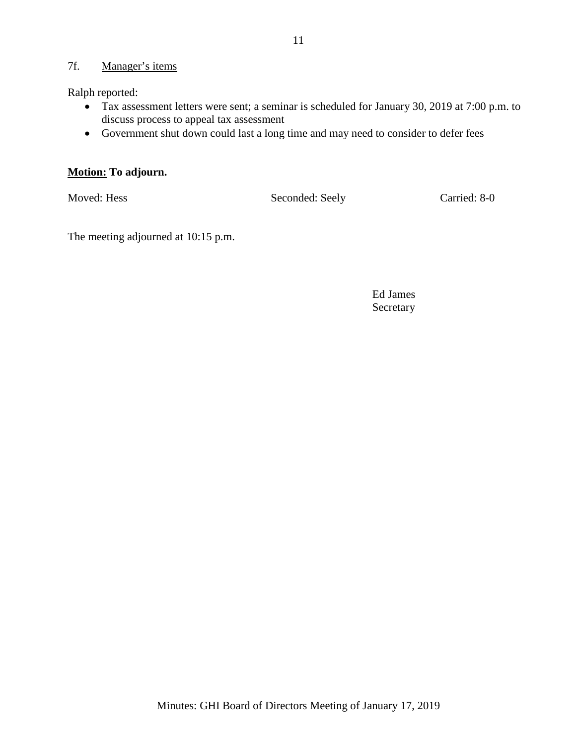7f. Manager's items

Ralph reported:

- Tax assessment letters were sent; a seminar is scheduled for January 30, 2019 at 7:00 p.m. to discuss process to appeal tax assessment
- Government shut down could last a long time and may need to consider to defer fees

**Motion: To adjourn.**

Moved: Hess    Seconded: Seely    Carried: 8-0

The meeting adjourned at 10:15 p.m.

Ed James
Secretary